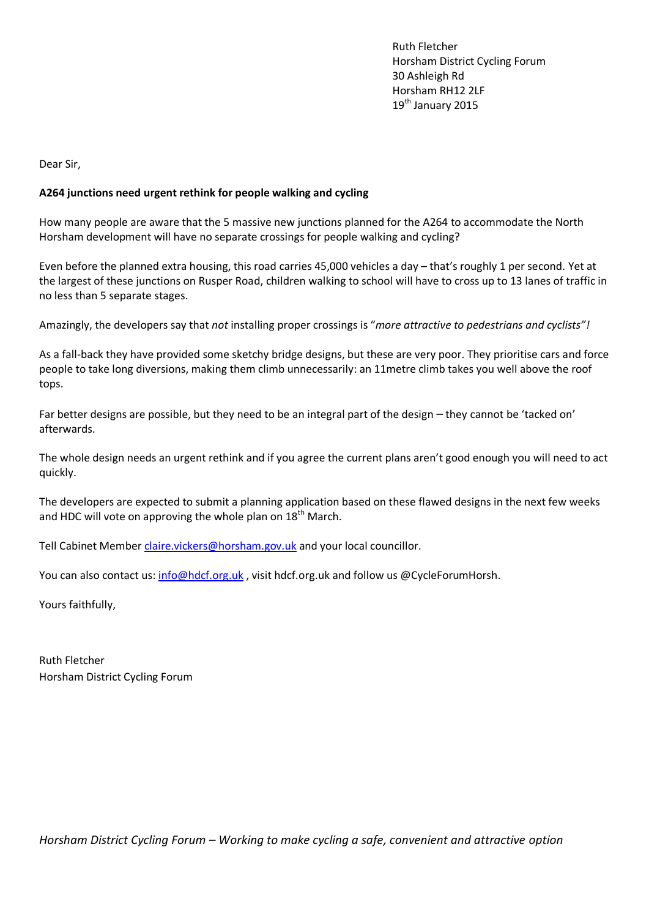Ruth Fletcher
Horsham District Cycling Forum
30 Ashleigh Rd
Horsham RH12 2LF
19th January 2015

Dear Sir,

**A264 junctions need urgent rethink for people walking and cycling**

How many people are aware that the 5 massive new junctions planned for the A264 to accommodate the North Horsham development will have no separate crossings for people walking and cycling?

Even before the planned extra housing, this road carries 45,000 vehicles a day – that's roughly 1 per second. Yet at the largest of these junctions on Rusper Road, children walking to school will have to cross up to 13 lanes of traffic in no less than 5 separate stages.

Amazingly, the developers say that *not* installing proper crossings is "*more attractive to pedestrians and cyclists"!*

As a fall-back they have provided some sketchy bridge designs, but these are very poor. They prioritise cars and force people to take long diversions, making them climb unnecessarily: an 11metre climb takes you well above the roof tops.

Far better designs are possible, but they need to be an integral part of the design – they cannot be 'tacked on' afterwards.

The whole design needs an urgent rethink and if you agree the current plans aren't good enough you will need to act quickly.

The developers are expected to submit a planning application based on these flawed designs in the next few weeks and HDC will vote on approving the whole plan on 18th March.

Tell Cabinet Member claire.vickers@horsham.gov.uk and your local councillor.

You can also contact us: info@hdcf.org.uk , visit hdcf.org.uk and follow us @CycleForumHorsh.

Yours faithfully,

Ruth Fletcher
Horsham District Cycling Forum

*Horsham District Cycling Forum – Working to make cycling a safe, convenient and attractive option*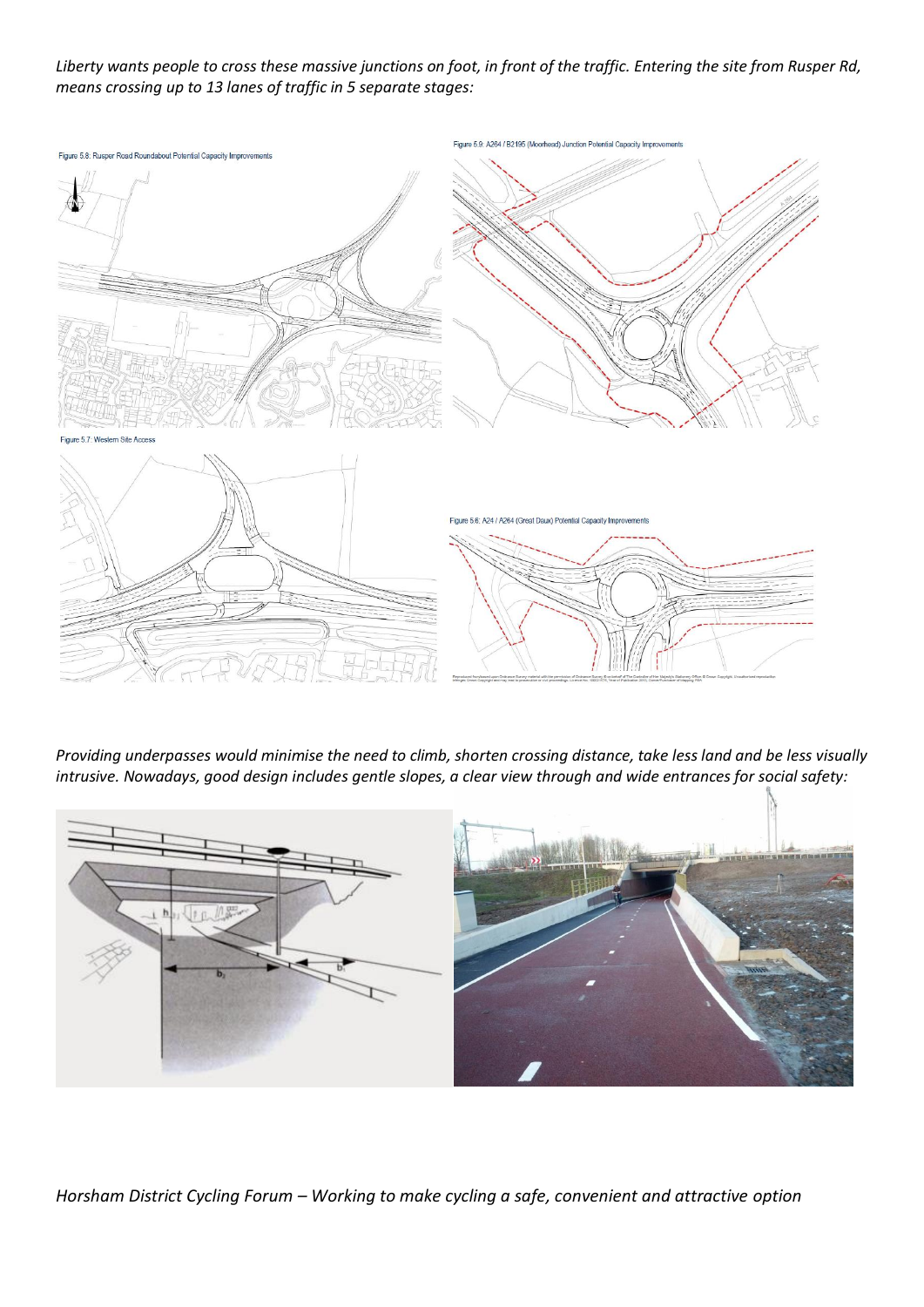*Liberty wants people to cross these massive junctions on foot, in front of the traffic. Entering the site from Rusper Rd, means crossing up to 13 lanes of traffic in 5 separate stages:*

Figure 5.8: Rusper Road Roundabout Potential Capacity Improvements

Figure 5.9: A264 / B2195 (Moorhead) Junction Potential Capacity Improvements

Figure 5.7: Western Site Access

Figure 5.6: A24 / A264 (Great Daux) Potential Capacity Improvements

*Providing underpasses would minimise the need to climb, shorten crossing distance, take less land and be less visually intrusive. Nowadays, good design includes gentle slopes, a clear view through and wide entrances for social safety:*

*Horsham District Cycling Forum – Working to make cycling a safe, convenient and attractive option*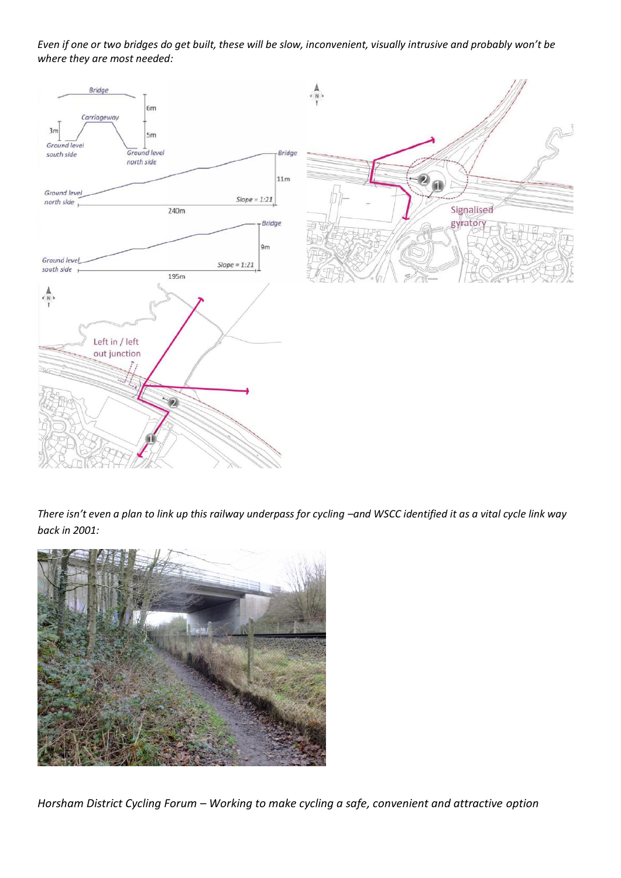*Even if one or two bridges do get built, these will be slow, inconvenient, visually intrusive and probably won't be where they are most needed:*

*There isn't even a plan to link up this railway underpass for cycling –and WSCC identified it as a vital cycle link way back in 2001:*

*Horsham District Cycling Forum – Working to make cycling a safe, convenient and attractive option*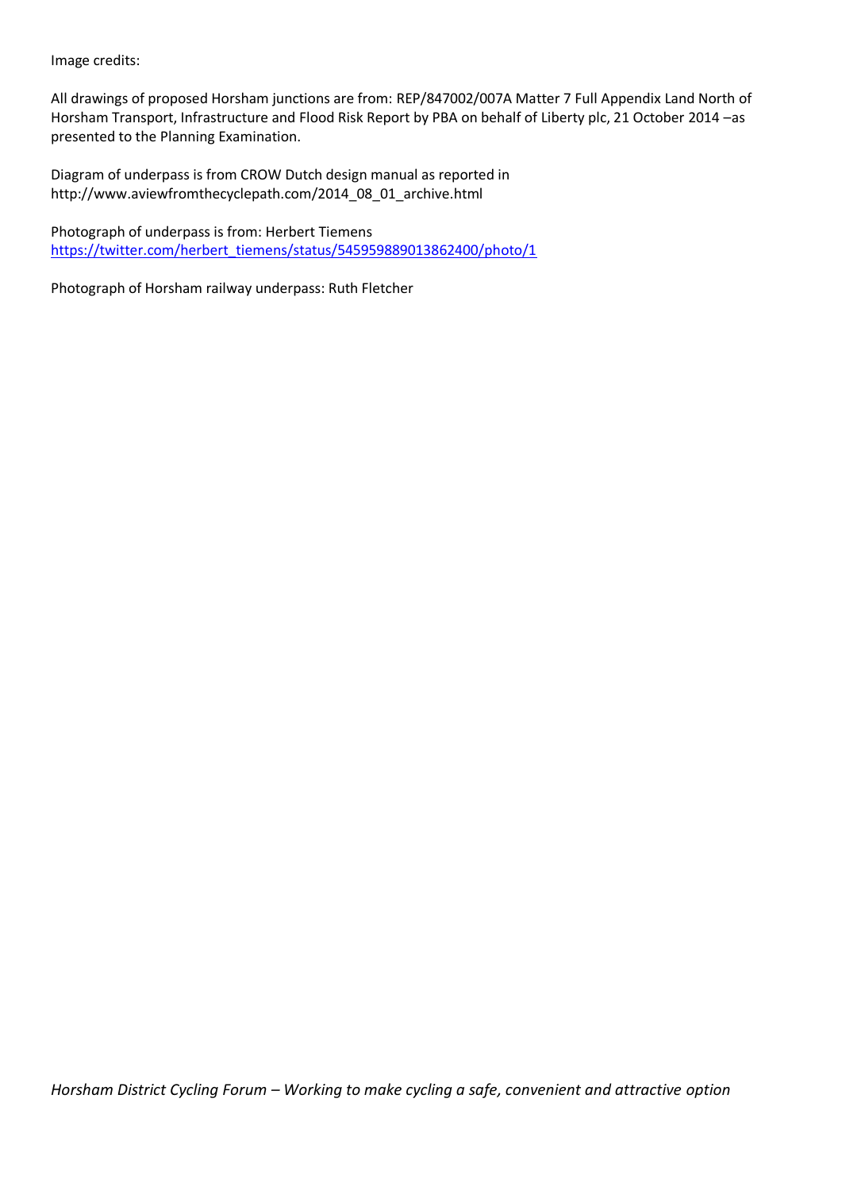Image credits:

All drawings of proposed Horsham junctions are from: REP/847002/007A Matter 7 Full Appendix Land North of Horsham Transport, Infrastructure and Flood Risk Report by PBA on behalf of Liberty plc, 21 October 2014 –as presented to the Planning Examination.

Diagram of underpass is from CROW Dutch design manual as reported in http://www.aviewfromthecyclepath.com/2014_08_01_archive.html

Photograph of underpass is from: Herbert Tiemens
https://twitter.com/herbert_tiemens/status/545959889013862400/photo/1

Photograph of Horsham railway underpass: Ruth Fletcher

*Horsham District Cycling Forum – Working to make cycling a safe, convenient and attractive option*